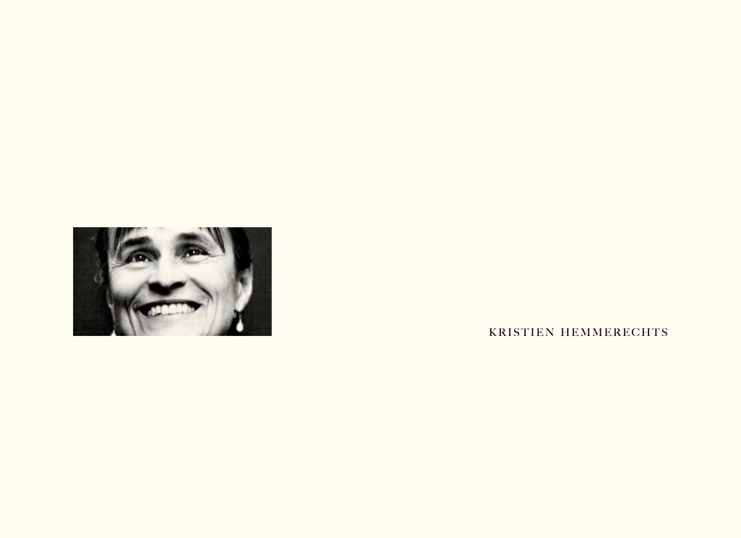KRISTIEN HEMMERECHTS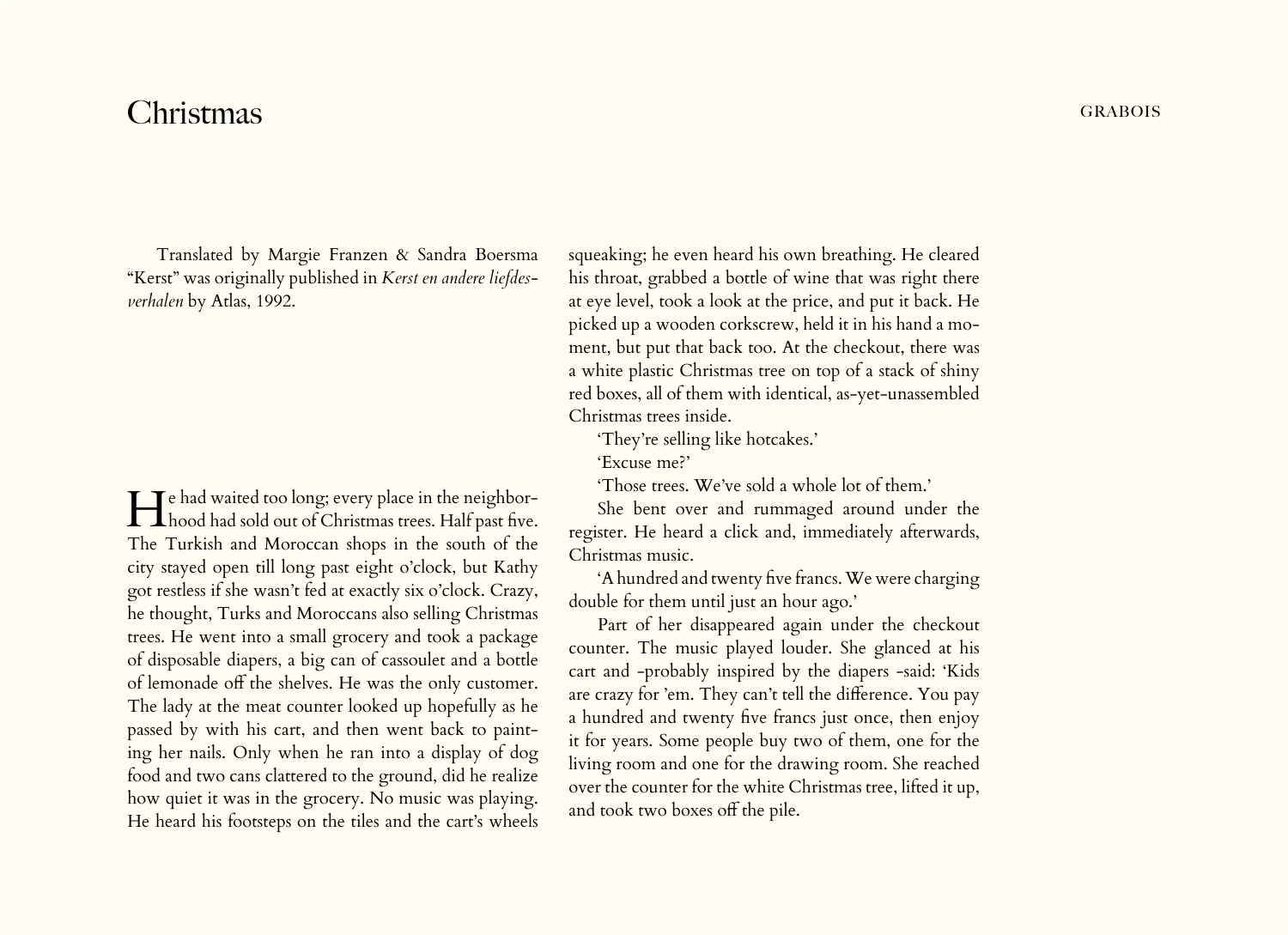# Christmas

Translated by Margie Franzen & Sandra Boersma "Kerst" was originally published in *Kerst en andere liefdes-verhalen* by Atlas, 1992.

He had waited too long; every place in the neighborhood had sold out of Christmas trees. Half past five. The Turkish and Moroccan shops in the south of the city stayed open till long past eight o'clock, but Kathy got restless if she wasn't fed at exactly six o'clock. Crazy, he thought, Turks and Moroccans also selling Christmas trees. He went into a small grocery and took a package of disposable diapers, a big can of cassoulet and a bottle of lemonade off the shelves. He was the only customer. The lady at the meat counter looked up hopefully as he passed by with his cart, and then went back to painting her nails. Only when he ran into a display of dog food and two cans clattered to the ground, did he realize how quiet it was in the grocery. No music was playing. He heard his footsteps on the tiles and the cart's wheels squeaking; he even heard his own breathing. He cleared his throat, grabbed a bottle of wine that was right there at eye level, took a look at the price, and put it back. He picked up a wooden corkscrew, held it in his hand a moment, but put that back too. At the checkout, there was a white plastic Christmas tree on top of a stack of shiny red boxes, all of them with identical, as-yet-unassembled Christmas trees inside.

'They're selling like hotcakes.'

'Excuse me?'

'Those trees. We've sold a whole lot of them.'

She bent over and rummaged around under the register. He heard a click and, immediately afterwards, Christmas music.

'A hundred and twenty five francs. We were charging double for them until just an hour ago.'

Part of her disappeared again under the checkout counter. The music played louder. She glanced at his cart and -probably inspired by the diapers -said: 'Kids are crazy for 'em. They can't tell the difference. You pay a hundred and twenty five francs just once, then enjoy it for years. Some people buy two of them, one for the living room and one for the drawing room. She reached over the counter for the white Christmas tree, lifted it up, and took two boxes off the pile.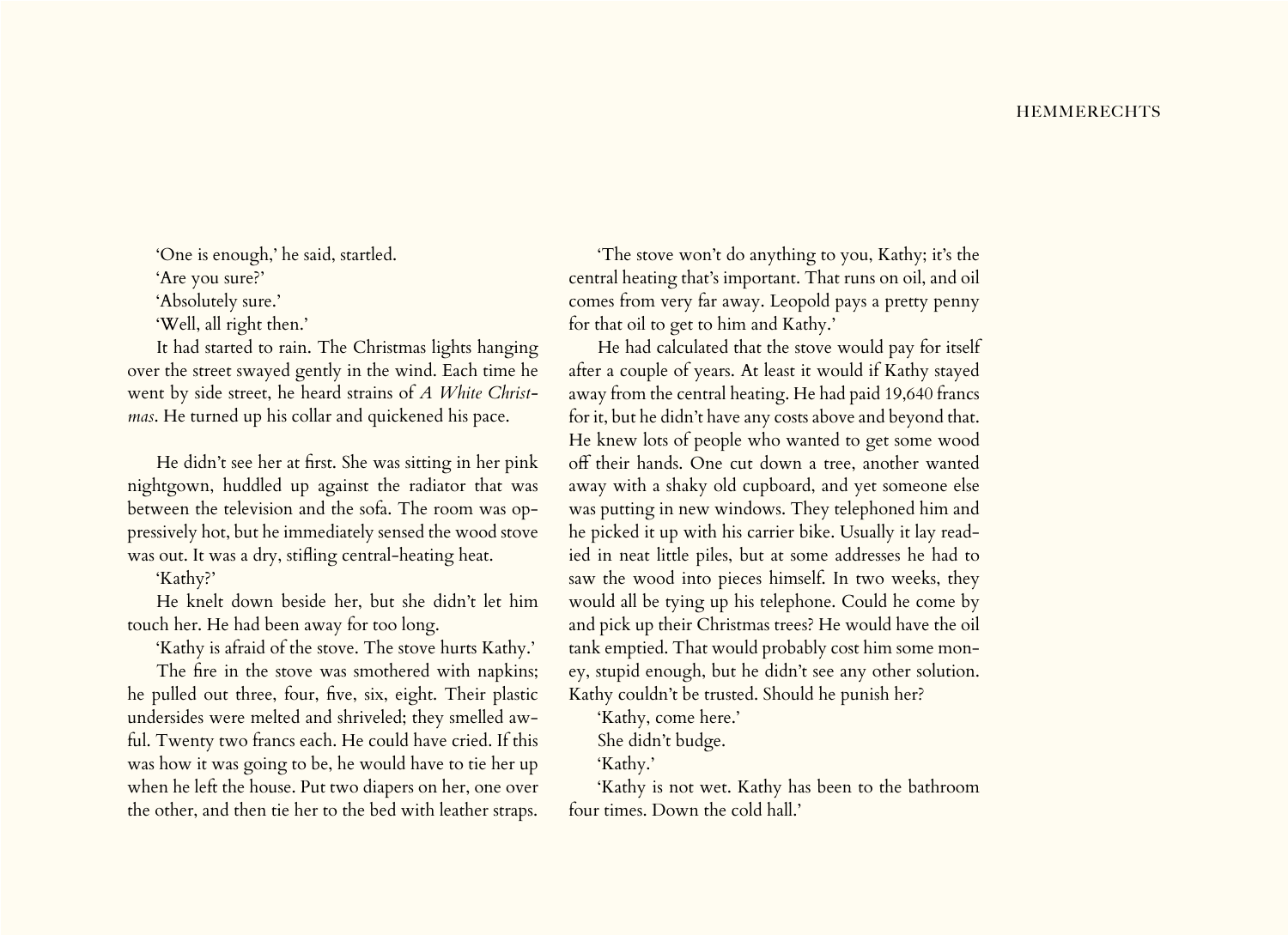'One is enough,' he said, startled.

'Are you sure?'

'Absolutely sure.'

'Well, all right then.'

It had started to rain. The Christmas lights hanging over the street swayed gently in the wind. Each time he went by side street, he heard strains of *A White Christmas*. He turned up his collar and quickened his pace.

He didn't see her at first. She was sitting in her pink nightgown, huddled up against the radiator that was between the television and the sofa. The room was oppressively hot, but he immediately sensed the wood stove was out. It was a dry, stifling central-heating heat.

'Kathy?'

He knelt down beside her, but she didn't let him touch her. He had been away for too long.

'Kathy is afraid of the stove. The stove hurts Kathy.'

The fire in the stove was smothered with napkins; he pulled out three, four, five, six, eight. Their plastic undersides were melted and shriveled; they smelled awful. Twenty two francs each. He could have cried. If this was how it was going to be, he would have to tie her up when he left the house. Put two diapers on her, one over the other, and then tie her to the bed with leather straps.

'The stove won't do anything to you, Kathy; it's the central heating that's important. That runs on oil, and oil comes from very far away. Leopold pays a pretty penny for that oil to get to him and Kathy.'

He had calculated that the stove would pay for itself after a couple of years. At least it would if Kathy stayed away from the central heating. He had paid 19,640 francs for it, but he didn't have any costs above and beyond that. He knew lots of people who wanted to get some wood off their hands. One cut down a tree, another wanted away with a shaky old cupboard, and yet someone else was putting in new windows. They telephoned him and he picked it up with his carrier bike. Usually it lay readied in neat little piles, but at some addresses he had to saw the wood into pieces himself. In two weeks, they would all be tying up his telephone. Could he come by and pick up their Christmas trees? He would have the oil tank emptied. That would probably cost him some money, stupid enough, but he didn't see any other solution. Kathy couldn't be trusted. Should he punish her?

'Kathy, come here.'

She didn't budge.

'Kathy.'

'Kathy is not wet. Kathy has been to the bathroom four times. Down the cold hall.'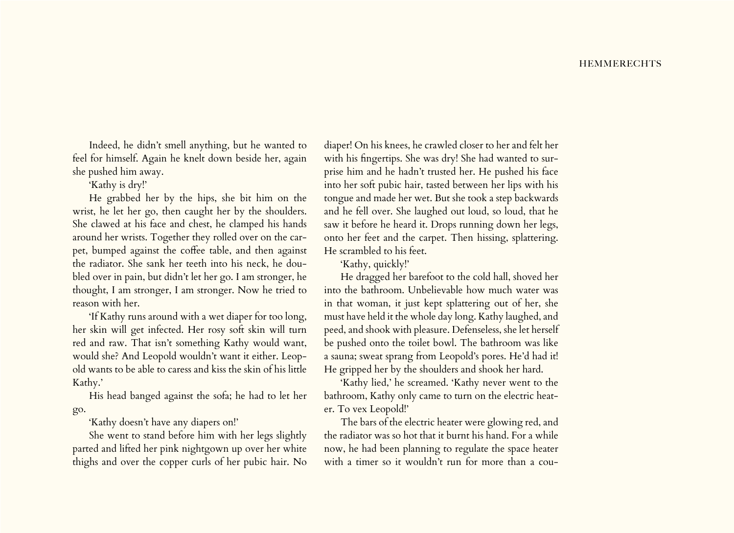Indeed, he didn't smell anything, but he wanted to feel for himself. Again he knelt down beside her, again she pushed him away.

'Kathy is dry!'

He grabbed her by the hips, she bit him on the wrist, he let her go, then caught her by the shoulders. She clawed at his face and chest, he clamped his hands around her wrists. Together they rolled over on the carpet, bumped against the coffee table, and then against the radiator. She sank her teeth into his neck, he doubled over in pain, but didn't let her go. I am stronger, he thought, I am stronger, I am stronger. Now he tried to reason with her.

'If Kathy runs around with a wet diaper for too long, her skin will get infected. Her rosy soft skin will turn red and raw. That isn't something Kathy would want, would she? And Leopold wouldn't want it either. Leopold wants to be able to caress and kiss the skin of his little Kathy.'

His head banged against the sofa; he had to let her go.

'Kathy doesn't have any diapers on!'

She went to stand before him with her legs slightly parted and lifted her pink nightgown up over her white thighs and over the copper curls of her pubic hair. No diaper! On his knees, he crawled closer to her and felt her with his fingertips. She was dry! She had wanted to surprise him and he hadn't trusted her. He pushed his face into her soft pubic hair, tasted between her lips with his tongue and made her wet. But she took a step backwards and he fell over. She laughed out loud, so loud, that he saw it before he heard it. Drops running down her legs, onto her feet and the carpet. Then hissing, splattering. He scrambled to his feet.

'Kathy, quickly!'

He dragged her barefoot to the cold hall, shoved her into the bathroom. Unbelievable how much water was in that woman, it just kept splattering out of her, she must have held it the whole day long. Kathy laughed, and peed, and shook with pleasure. Defenseless, she let herself be pushed onto the toilet bowl. The bathroom was like a sauna; sweat sprang from Leopold's pores. He'd had it! He gripped her by the shoulders and shook her hard.

'Kathy lied,' he screamed. 'Kathy never went to the bathroom, Kathy only came to turn on the electric heater. To vex Leopold!'

The bars of the electric heater were glowing red, and the radiator was so hot that it burnt his hand. For a while now, he had been planning to regulate the space heater with a timer so it wouldn't run for more than a cou-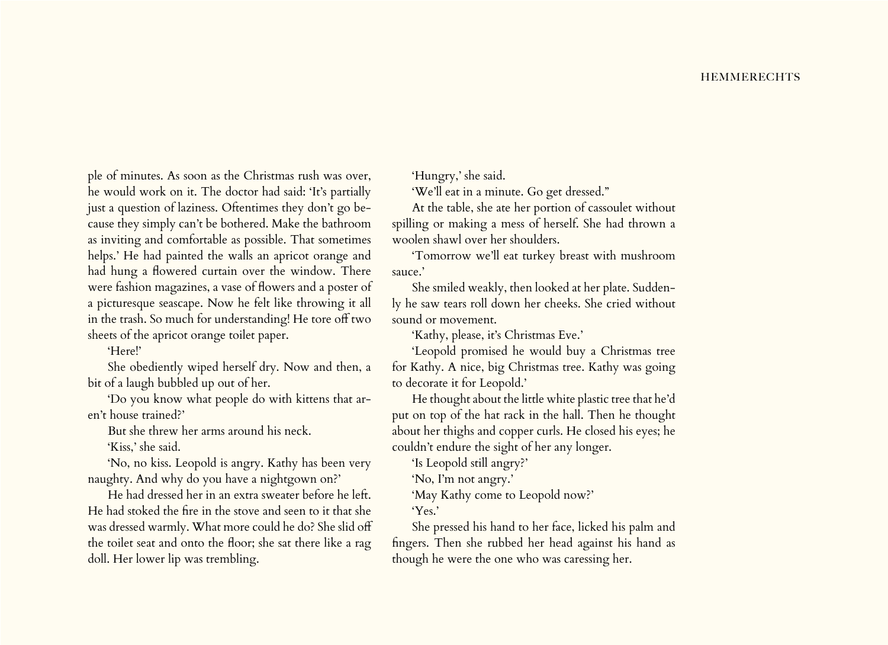ple of minutes. As soon as the Christmas rush was over, he would work on it. The doctor had said: 'It's partially just a question of laziness. Oftentimes they don't go because they simply can't be bothered. Make the bathroom as inviting and comfortable as possible. That sometimes helps.' He had painted the walls an apricot orange and had hung a flowered curtain over the window. There were fashion magazines, a vase of flowers and a poster of a picturesque seascape. Now he felt like throwing it all in the trash. So much for understanding! He tore off two sheets of the apricot orange toilet paper.

'Here!'

She obediently wiped herself dry. Now and then, a bit of a laugh bubbled up out of her.

'Do you know what people do with kittens that aren't house trained?'

But she threw her arms around his neck.

'Kiss,' she said.

'No, no kiss. Leopold is angry. Kathy has been very naughty. And why do you have a nightgown on?'

He had dressed her in an extra sweater before he left. He had stoked the fire in the stove and seen to it that she was dressed warmly. What more could he do? She slid off the toilet seat and onto the floor; she sat there like a rag doll. Her lower lip was trembling.

'Hungry,' she said.

'We'll eat in a minute. Go get dressed."

At the table, she ate her portion of cassoulet without spilling or making a mess of herself. She had thrown a woolen shawl over her shoulders.

'Tomorrow we'll eat turkey breast with mushroom sauce.'

She smiled weakly, then looked at her plate. Suddenly he saw tears roll down her cheeks. She cried without sound or movement.

'Kathy, please, it's Christmas Eve.'

'Leopold promised he would buy a Christmas tree for Kathy. A nice, big Christmas tree. Kathy was going to decorate it for Leopold.'

He thought about the little white plastic tree that he'd put on top of the hat rack in the hall. Then he thought about her thighs and copper curls. He closed his eyes; he couldn't endure the sight of her any longer.

'Is Leopold still angry?'

'No, I'm not angry.'

'May Kathy come to Leopold now?'

'Yes.'

She pressed his hand to her face, licked his palm and fingers. Then she rubbed her head against his hand as though he were the one who was caressing her.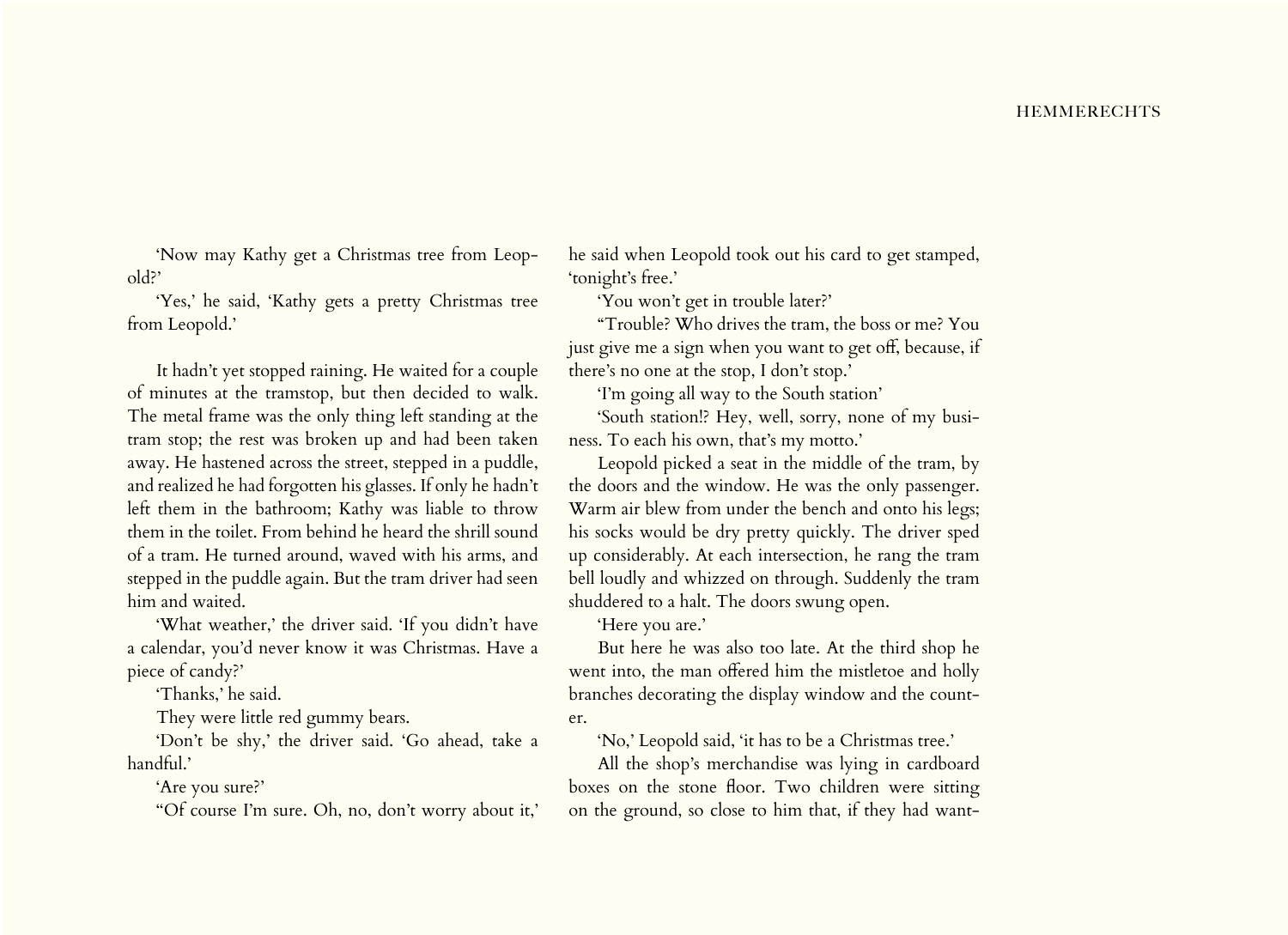'Now may Kathy get a Christmas tree from Leopold?'

'Yes,' he said, 'Kathy gets a pretty Christmas tree from Leopold.'

It hadn't yet stopped raining. He waited for a couple of minutes at the tramstop, but then decided to walk. The metal frame was the only thing left standing at the tram stop; the rest was broken up and had been taken away. He hastened across the street, stepped in a puddle, and realized he had forgotten his glasses. If only he hadn't left them in the bathroom; Kathy was liable to throw them in the toilet. From behind he heard the shrill sound of a tram. He turned around, waved with his arms, and stepped in the puddle again. But the tram driver had seen him and waited.

'What weather,' the driver said. 'If you didn't have a calendar, you'd never know it was Christmas. Have a piece of candy?'

'Thanks,' he said.

They were little red gummy bears.

'Don't be shy,' the driver said. 'Go ahead, take a handful.'

'Are you sure?'

"Of course I'm sure. Oh, no, don't worry about it,' he said when Leopold took out his card to get stamped, 'tonight's free.'

'You won't get in trouble later?'

"Trouble? Who drives the tram, the boss or me? You just give me a sign when you want to get off, because, if there's no one at the stop, I don't stop.'

'I'm going all way to the South station'

'South station!? Hey, well, sorry, none of my business. To each his own, that's my motto.'

Leopold picked a seat in the middle of the tram, by the doors and the window. He was the only passenger. Warm air blew from under the bench and onto his legs; his socks would be dry pretty quickly. The driver sped up considerably. At each intersection, he rang the tram bell loudly and whizzed on through. Suddenly the tram shuddered to a halt. The doors swung open.

'Here you are.'

But here he was also too late. At the third shop he went into, the man offered him the mistletoe and holly branches decorating the display window and the counter.

'No,' Leopold said, 'it has to be a Christmas tree.'

All the shop's merchandise was lying in cardboard boxes on the stone floor. Two children were sitting on the ground, so close to him that, if they had want-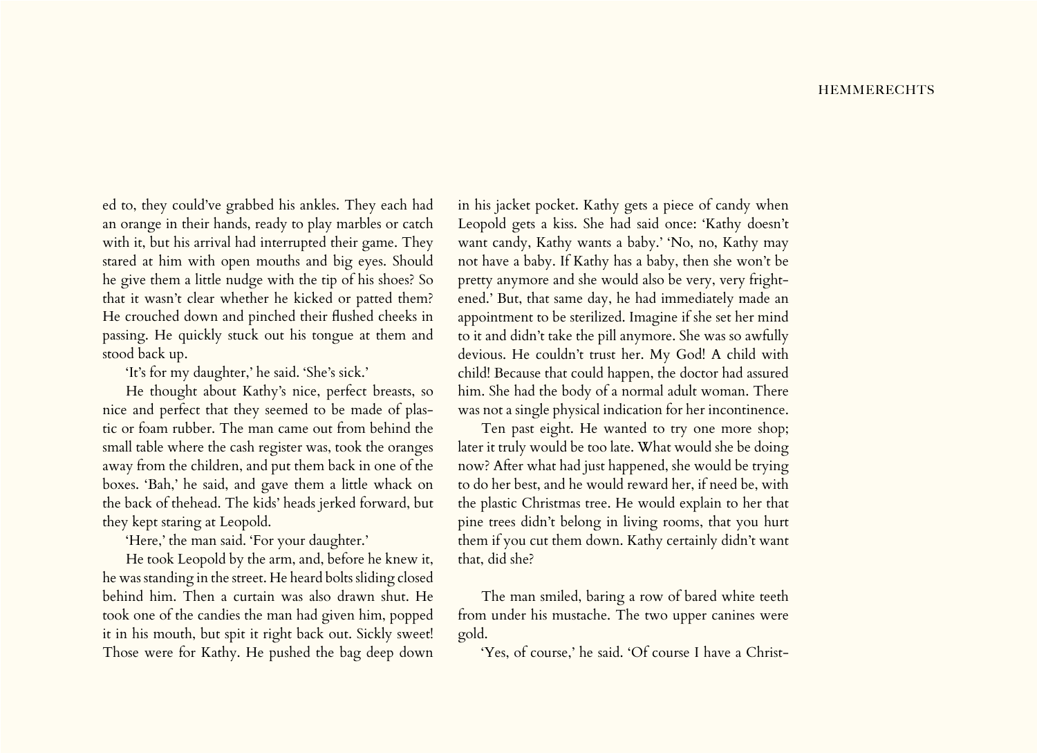ed to, they could've grabbed his ankles. They each had an orange in their hands, ready to play marbles or catch with it, but his arrival had interrupted their game. They stared at him with open mouths and big eyes. Should he give them a little nudge with the tip of his shoes? So that it wasn't clear whether he kicked or patted them? He crouched down and pinched their flushed cheeks in passing. He quickly stuck out his tongue at them and stood back up.

'It's for my daughter,' he said. 'She's sick.'

He thought about Kathy's nice, perfect breasts, so nice and perfect that they seemed to be made of plastic or foam rubber. The man came out from behind the small table where the cash register was, took the oranges away from the children, and put them back in one of the boxes. 'Bah,' he said, and gave them a little whack on the back of thehead. The kids' heads jerked forward, but they kept staring at Leopold.

'Here,' the man said. 'For your daughter.'

He took Leopold by the arm, and, before he knew it, he was standing in the street. He heard bolts sliding closed behind him. Then a curtain was also drawn shut. He took one of the candies the man had given him, popped it in his mouth, but spit it right back out. Sickly sweet! Those were for Kathy. He pushed the bag deep down in his jacket pocket. Kathy gets a piece of candy when Leopold gets a kiss. She had said once: 'Kathy doesn't want candy, Kathy wants a baby.' 'No, no, Kathy may not have a baby. If Kathy has a baby, then she won't be pretty anymore and she would also be very, very frightened.' But, that same day, he had immediately made an appointment to be sterilized. Imagine if she set her mind to it and didn't take the pill anymore. She was so awfully devious. He couldn't trust her. My God! A child with child! Because that could happen, the doctor had assured him. She had the body of a normal adult woman. There was not a single physical indication for her incontinence.

Ten past eight. He wanted to try one more shop; later it truly would be too late. What would she be doing now? After what had just happened, she would be trying to do her best, and he would reward her, if need be, with the plastic Christmas tree. He would explain to her that pine trees didn't belong in living rooms, that you hurt them if you cut them down. Kathy certainly didn't want that, did she?

The man smiled, baring a row of bared white teeth from under his mustache. The two upper canines were gold.

'Yes, of course,' he said. 'Of course I have a Christ-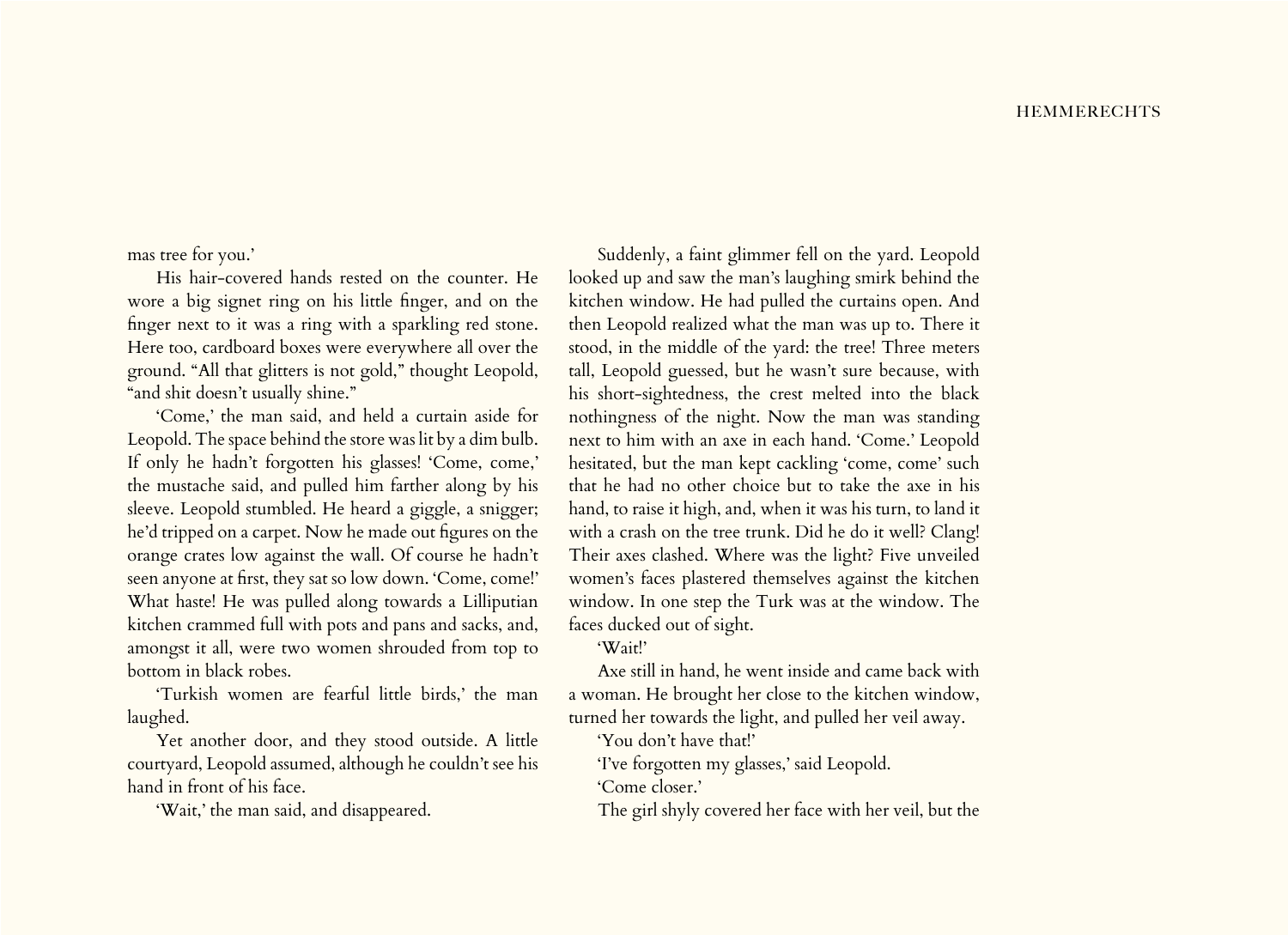mas tree for you.'

His hair-covered hands rested on the counter. He wore a big signet ring on his little finger, and on the finger next to it was a ring with a sparkling red stone. Here too, cardboard boxes were everywhere all over the ground. "All that glitters is not gold," thought Leopold, "and shit doesn't usually shine."

'Come,' the man said, and held a curtain aside for Leopold. The space behind the store was lit by a dim bulb. If only he hadn't forgotten his glasses! 'Come, come,' the mustache said, and pulled him farther along by his sleeve. Leopold stumbled. He heard a giggle, a snigger; he'd tripped on a carpet. Now he made out figures on the orange crates low against the wall. Of course he hadn't seen anyone at first, they sat so low down. 'Come, come!' What haste! He was pulled along towards a Lilliputian kitchen crammed full with pots and pans and sacks, and, amongst it all, were two women shrouded from top to bottom in black robes.

'Turkish women are fearful little birds,' the man laughed.

Yet another door, and they stood outside. A little courtyard, Leopold assumed, although he couldn't see his hand in front of his face.

'Wait,' the man said, and disappeared.

Suddenly, a faint glimmer fell on the yard. Leopold looked up and saw the man's laughing smirk behind the kitchen window. He had pulled the curtains open. And then Leopold realized what the man was up to. There it stood, in the middle of the yard: the tree! Three meters tall, Leopold guessed, but he wasn't sure because, with his short-sightedness, the crest melted into the black nothingness of the night. Now the man was standing next to him with an axe in each hand. 'Come.' Leopold hesitated, but the man kept cackling 'come, come' such that he had no other choice but to take the axe in his hand, to raise it high, and, when it was his turn, to land it with a crash on the tree trunk. Did he do it well? Clang! Their axes clashed. Where was the light? Five unveiled women's faces plastered themselves against the kitchen window. In one step the Turk was at the window. The faces ducked out of sight.

'Wait!'

Axe still in hand, he went inside and came back with a woman. He brought her close to the kitchen window, turned her towards the light, and pulled her veil away.

'You don't have that!'

'I've forgotten my glasses,' said Leopold.

'Come closer.'

The girl shyly covered her face with her veil, but the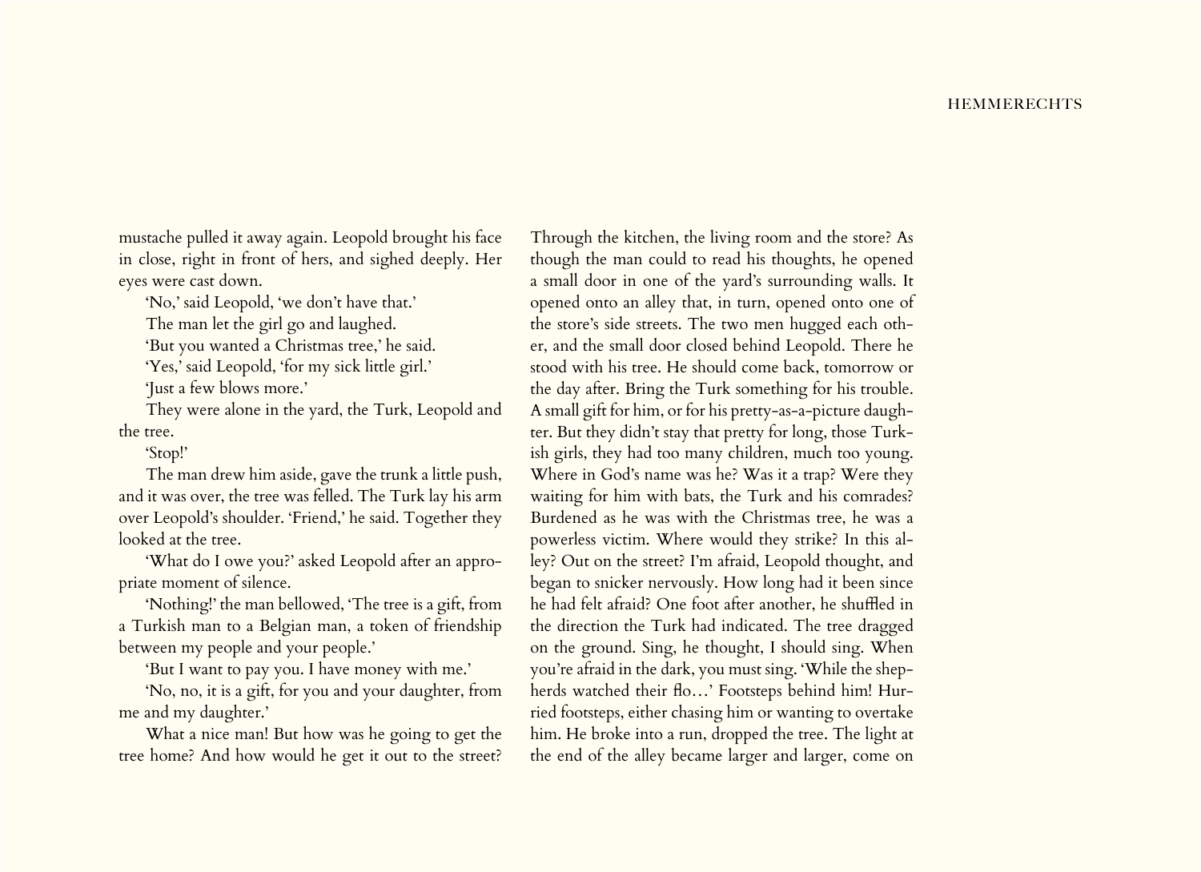mustache pulled it away again. Leopold brought his face in close, right in front of hers, and sighed deeply. Her eyes were cast down.

'No,' said Leopold, 'we don't have that.'

The man let the girl go and laughed.

'But you wanted a Christmas tree,' he said.

'Yes,' said Leopold, 'for my sick little girl.'

'Just a few blows more.'

They were alone in the yard, the Turk, Leopold and the tree.

'Stop!'

The man drew him aside, gave the trunk a little push, and it was over, the tree was felled. The Turk lay his arm over Leopold's shoulder. 'Friend,' he said. Together they looked at the tree.

'What do I owe you?' asked Leopold after an appropriate moment of silence.

'Nothing!' the man bellowed, 'The tree is a gift, from a Turkish man to a Belgian man, a token of friendship between my people and your people.'

'But I want to pay you. I have money with me.'

'No, no, it is a gift, for you and your daughter, from me and my daughter.'

What a nice man! But how was he going to get the tree home? And how would he get it out to the street? Through the kitchen, the living room and the store? As though the man could to read his thoughts, he opened a small door in one of the yard's surrounding walls. It opened onto an alley that, in turn, opened onto one of the store's side streets. The two men hugged each other, and the small door closed behind Leopold. There he stood with his tree. He should come back, tomorrow or the day after. Bring the Turk something for his trouble. A small gift for him, or for his pretty-as-a-picture daughter. But they didn't stay that pretty for long, those Turkish girls, they had too many children, much too young. Where in God's name was he? Was it a trap? Were they waiting for him with bats, the Turk and his comrades? Burdened as he was with the Christmas tree, he was a powerless victim. Where would they strike? In this alley? Out on the street? I'm afraid, Leopold thought, and began to snicker nervously. How long had it been since he had felt afraid? One foot after another, he shuffled in the direction the Turk had indicated. The tree dragged on the ground. Sing, he thought, I should sing. When you're afraid in the dark, you must sing. 'While the shepherds watched their flo…' Footsteps behind him! Hurried footsteps, either chasing him or wanting to overtake him. He broke into a run, dropped the tree. The light at the end of the alley became larger and larger, come on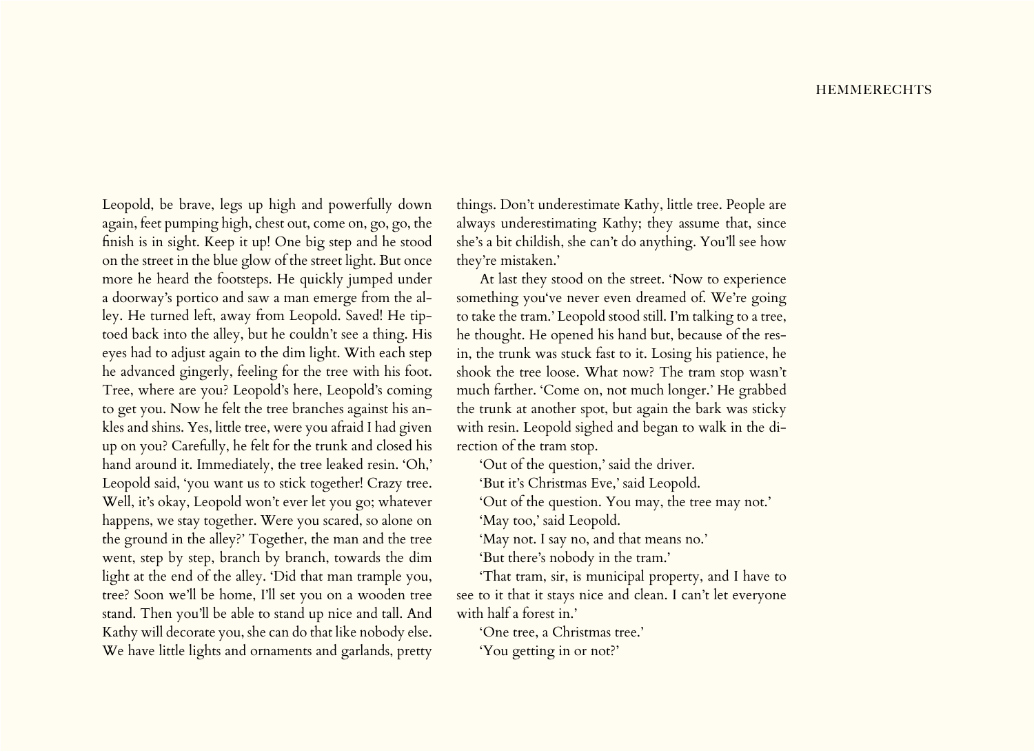Leopold, be brave, legs up high and powerfully down again, feet pumping high, chest out, come on, go, go, the finish is in sight. Keep it up! One big step and he stood on the street in the blue glow of the street light. But once more he heard the footsteps. He quickly jumped under a doorway's portico and saw a man emerge from the alley. He turned left, away from Leopold. Saved! He tiptoed back into the alley, but he couldn't see a thing. His eyes had to adjust again to the dim light. With each step he advanced gingerly, feeling for the tree with his foot. Tree, where are you? Leopold's here, Leopold's coming to get you. Now he felt the tree branches against his ankles and shins. Yes, little tree, were you afraid I had given up on you? Carefully, he felt for the trunk and closed his hand around it. Immediately, the tree leaked resin. 'Oh,' Leopold said, 'you want us to stick together! Crazy tree. Well, it's okay, Leopold won't ever let you go; whatever happens, we stay together. Were you scared, so alone on the ground in the alley?' Together, the man and the tree went, step by step, branch by branch, towards the dim light at the end of the alley. 'Did that man trample you, tree? Soon we'll be home, I'll set you on a wooden tree stand. Then you'll be able to stand up nice and tall. And Kathy will decorate you, she can do that like nobody else. We have little lights and ornaments and garlands, pretty things. Don't underestimate Kathy, little tree. People are always underestimating Kathy; they assume that, since she's a bit childish, she can't do anything. You'll see how they're mistaken.'

At last they stood on the street. 'Now to experience something you've never even dreamed of. We're going to take the tram.' Leopold stood still. I'm talking to a tree, he thought. He opened his hand but, because of the resin, the trunk was stuck fast to it. Losing his patience, he shook the tree loose. What now? The tram stop wasn't much farther. 'Come on, not much longer.' He grabbed the trunk at another spot, but again the bark was sticky with resin. Leopold sighed and began to walk in the direction of the tram stop.

'Out of the question,' said the driver.

'But it's Christmas Eve,' said Leopold.

'Out of the question. You may, the tree may not.'

'May too,' said Leopold.

'May not. I say no, and that means no.'

'But there's nobody in the tram.'

'That tram, sir, is municipal property, and I have to see to it that it stays nice and clean. I can't let everyone with half a forest in.'

'One tree, a Christmas tree.'

'You getting in or not?'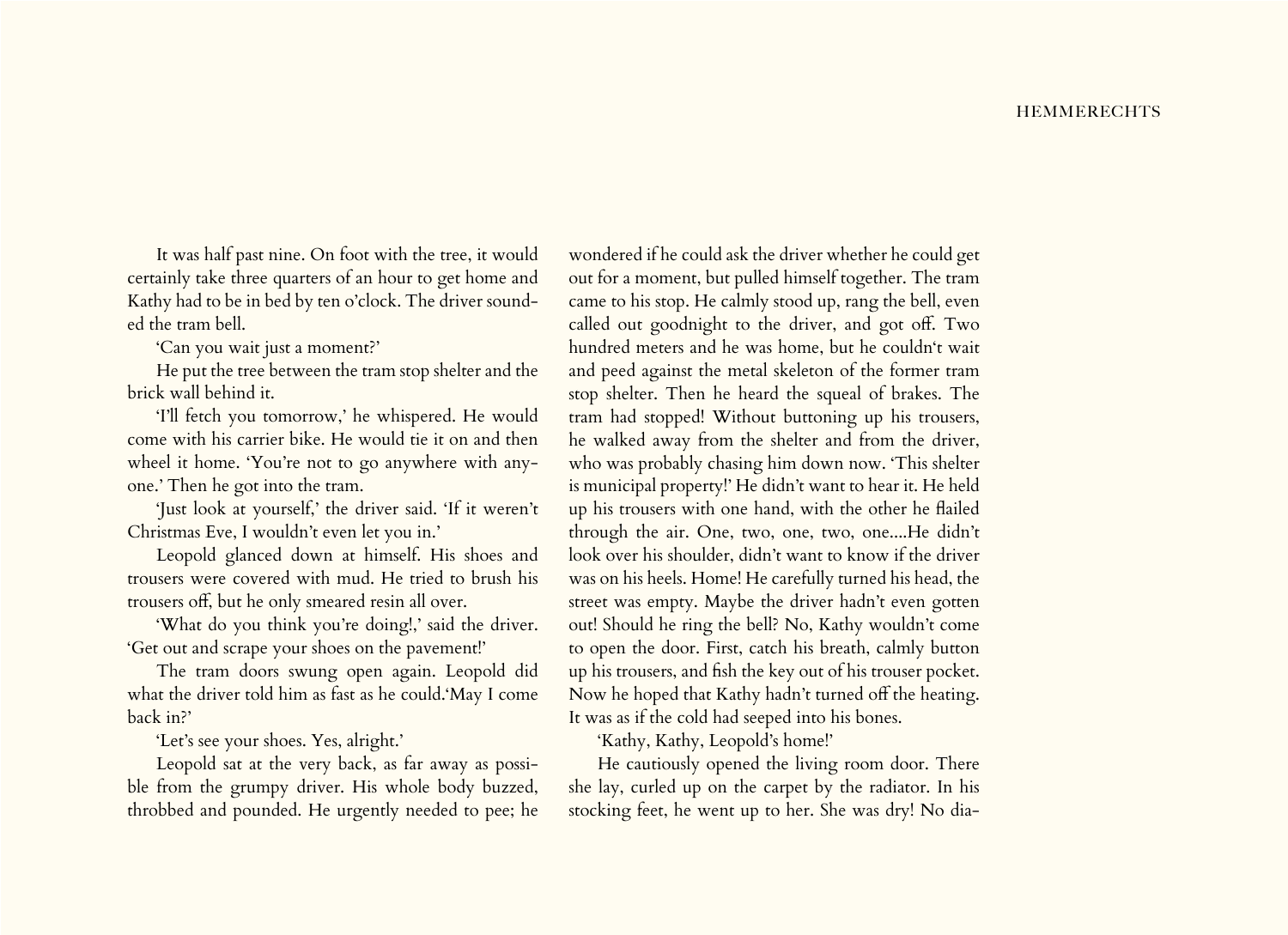It was half past nine. On foot with the tree, it would certainly take three quarters of an hour to get home and Kathy had to be in bed by ten o'clock. The driver sounded the tram bell.

'Can you wait just a moment?'

He put the tree between the tram stop shelter and the brick wall behind it.

'I'll fetch you tomorrow,' he whispered. He would come with his carrier bike. He would tie it on and then wheel it home. 'You're not to go anywhere with anyone.' Then he got into the tram.

'Just look at yourself,' the driver said. 'If it weren't Christmas Eve, I wouldn't even let you in.'

Leopold glanced down at himself. His shoes and trousers were covered with mud. He tried to brush his trousers off, but he only smeared resin all over.

'What do you think you're doing!,' said the driver. 'Get out and scrape your shoes on the pavement!'

The tram doors swung open again. Leopold did what the driver told him as fast as he could.'May I come back in?'

'Let's see your shoes. Yes, alright.'

Leopold sat at the very back, as far away as possible from the grumpy driver. His whole body buzzed, throbbed and pounded. He urgently needed to pee; he wondered if he could ask the driver whether he could get out for a moment, but pulled himself together. The tram came to his stop. He calmly stood up, rang the bell, even called out goodnight to the driver, and got off. Two hundred meters and he was home, but he couldn't wait and peed against the metal skeleton of the former tram stop shelter. Then he heard the squeal of brakes. The tram had stopped! Without buttoning up his trousers, he walked away from the shelter and from the driver, who was probably chasing him down now. 'This shelter is municipal property!' He didn't want to hear it. He held up his trousers with one hand, with the other he flailed through the air. One, two, one, two, one....He didn't look over his shoulder, didn't want to know if the driver was on his heels. Home! He carefully turned his head, the street was empty. Maybe the driver hadn't even gotten out! Should he ring the bell? No, Kathy wouldn't come to open the door. First, catch his breath, calmly button up his trousers, and fish the key out of his trouser pocket. Now he hoped that Kathy hadn't turned off the heating. It was as if the cold had seeped into his bones.

'Kathy, Kathy, Leopold's home!'

He cautiously opened the living room door. There she lay, curled up on the carpet by the radiator. In his stocking feet, he went up to her. She was dry! No dia-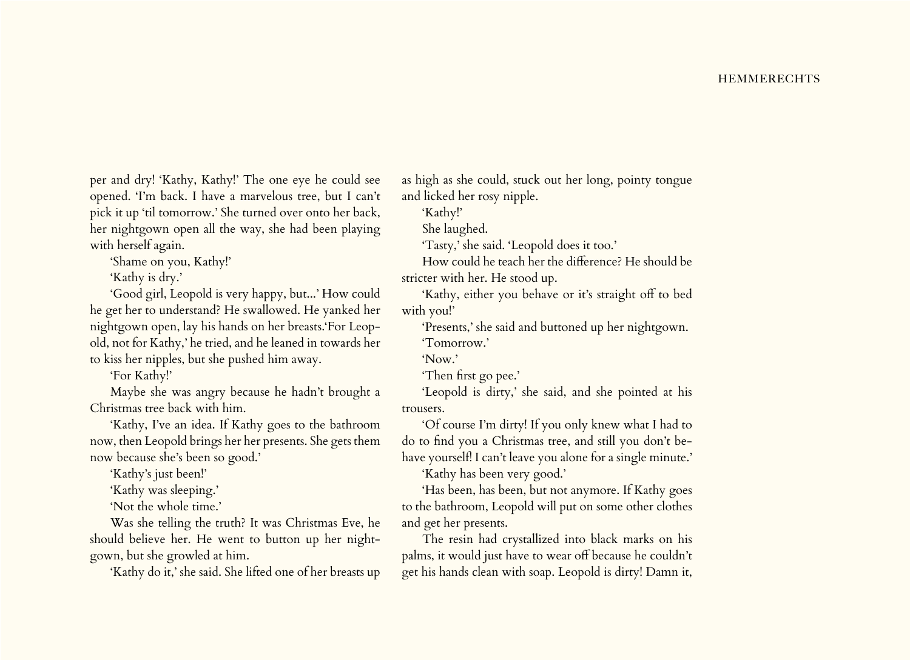per and dry! 'Kathy, Kathy!' The one eye he could see opened. 'I'm back. I have a marvelous tree, but I can't pick it up 'til tomorrow.' She turned over onto her back, her nightgown open all the way, she had been playing with herself again.

'Shame on you, Kathy!'

'Kathy is dry.'

'Good girl, Leopold is very happy, but...' How could he get her to understand? He swallowed. He yanked her nightgown open, lay his hands on her breasts.'For Leopold, not for Kathy,' he tried, and he leaned in towards her to kiss her nipples, but she pushed him away.

'For Kathy!'

Maybe she was angry because he hadn't brought a Christmas tree back with him.

'Kathy, I've an idea. If Kathy goes to the bathroom now, then Leopold brings her her presents. She gets them now because she's been so good.'

'Kathy's just been!'

'Kathy was sleeping.'

'Not the whole time.'

Was she telling the truth? It was Christmas Eve, he should believe her. He went to button up her nightgown, but she growled at him.

'Kathy do it,' she said. She lifted one of her breasts up as high as she could, stuck out her long, pointy tongue and licked her rosy nipple.

'Kathy!'

She laughed.

'Tasty,' she said. 'Leopold does it too.'

How could he teach her the difference? He should be stricter with her. He stood up.

'Kathy, either you behave or it's straight off to bed with you!'

'Presents,' she said and buttoned up her nightgown.

'Tomorrow.'

'Now.'

'Then first go pee.'

'Leopold is dirty,' she said, and she pointed at his trousers.

'Of course I'm dirty! If you only knew what I had to do to find you a Christmas tree, and still you don't behave yourself! I can't leave you alone for a single minute.'

'Kathy has been very good.'

'Has been, has been, but not anymore. If Kathy goes to the bathroom, Leopold will put on some other clothes and get her presents.

The resin had crystallized into black marks on his palms, it would just have to wear off because he couldn't get his hands clean with soap. Leopold is dirty! Damn it,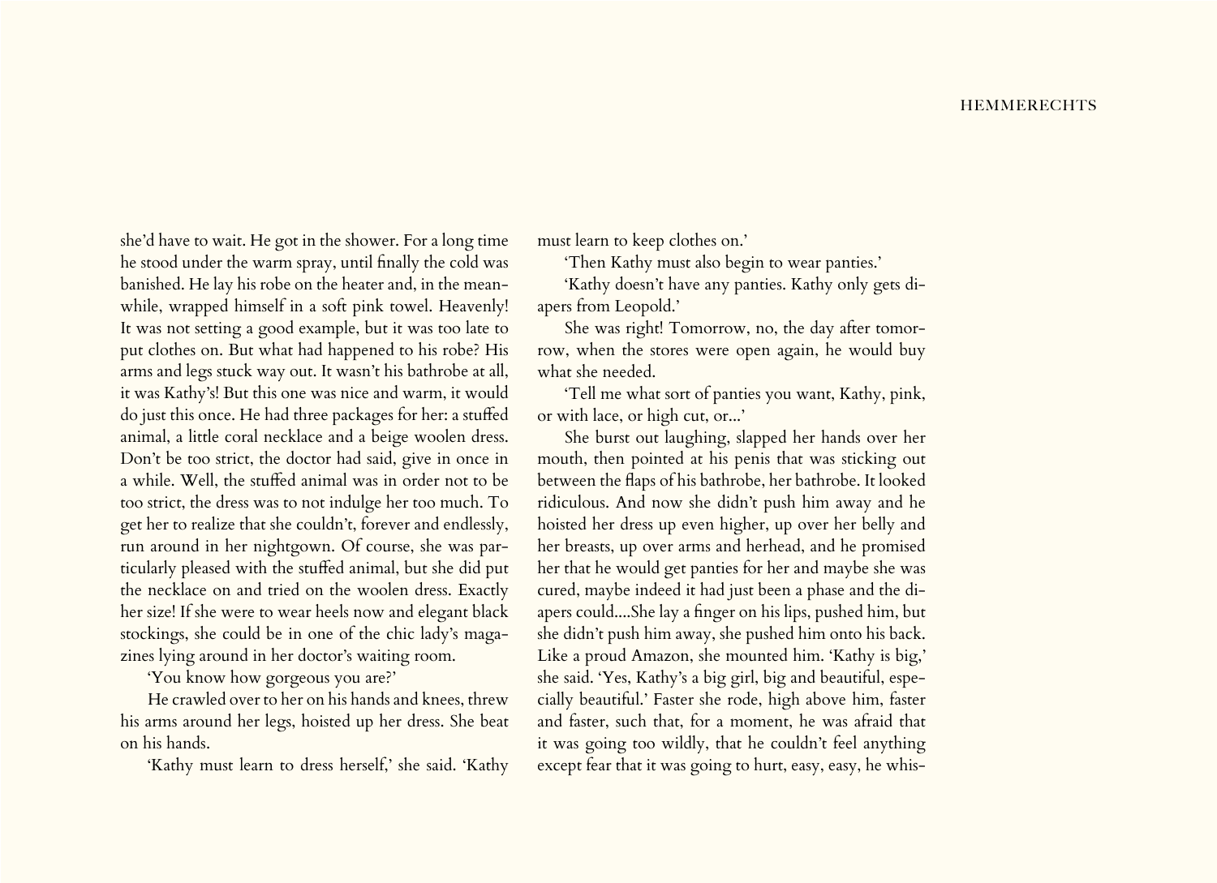she'd have to wait. He got in the shower. For a long time he stood under the warm spray, until finally the cold was banished. He lay his robe on the heater and, in the meanwhile, wrapped himself in a soft pink towel. Heavenly! It was not setting a good example, but it was too late to put clothes on. But what had happened to his robe? His arms and legs stuck way out. It wasn't his bathrobe at all, it was Kathy's! But this one was nice and warm, it would do just this once. He had three packages for her: a stuffed animal, a little coral necklace and a beige woolen dress. Don't be too strict, the doctor had said, give in once in a while. Well, the stuffed animal was in order not to be too strict, the dress was to not indulge her too much. To get her to realize that she couldn't, forever and endlessly, run around in her nightgown. Of course, she was particularly pleased with the stuffed animal, but she did put the necklace on and tried on the woolen dress. Exactly her size! If she were to wear heels now and elegant black stockings, she could be in one of the chic lady's magazines lying around in her doctor's waiting room.

'You know how gorgeous you are?'

He crawled over to her on his hands and knees, threw his arms around her legs, hoisted up her dress. She beat on his hands.

'Kathy must learn to dress herself,' she said. 'Kathy must learn to keep clothes on.'

'Then Kathy must also begin to wear panties.'

'Kathy doesn't have any panties. Kathy only gets diapers from Leopold.'

She was right! Tomorrow, no, the day after tomorrow, when the stores were open again, he would buy what she needed.

'Tell me what sort of panties you want, Kathy, pink, or with lace, or high cut, or...'

She burst out laughing, slapped her hands over her mouth, then pointed at his penis that was sticking out between the flaps of his bathrobe, her bathrobe. It looked ridiculous. And now she didn't push him away and he hoisted her dress up even higher, up over her belly and her breasts, up over arms and herhead, and he promised her that he would get panties for her and maybe she was cured, maybe indeed it had just been a phase and the diapers could....She lay a finger on his lips, pushed him, but she didn't push him away, she pushed him onto his back. Like a proud Amazon, she mounted him. 'Kathy is big,' she said. 'Yes, Kathy's a big girl, big and beautiful, especially beautiful.' Faster she rode, high above him, faster and faster, such that, for a moment, he was afraid that it was going too wildly, that he couldn't feel anything except fear that it was going to hurt, easy, easy, he whis-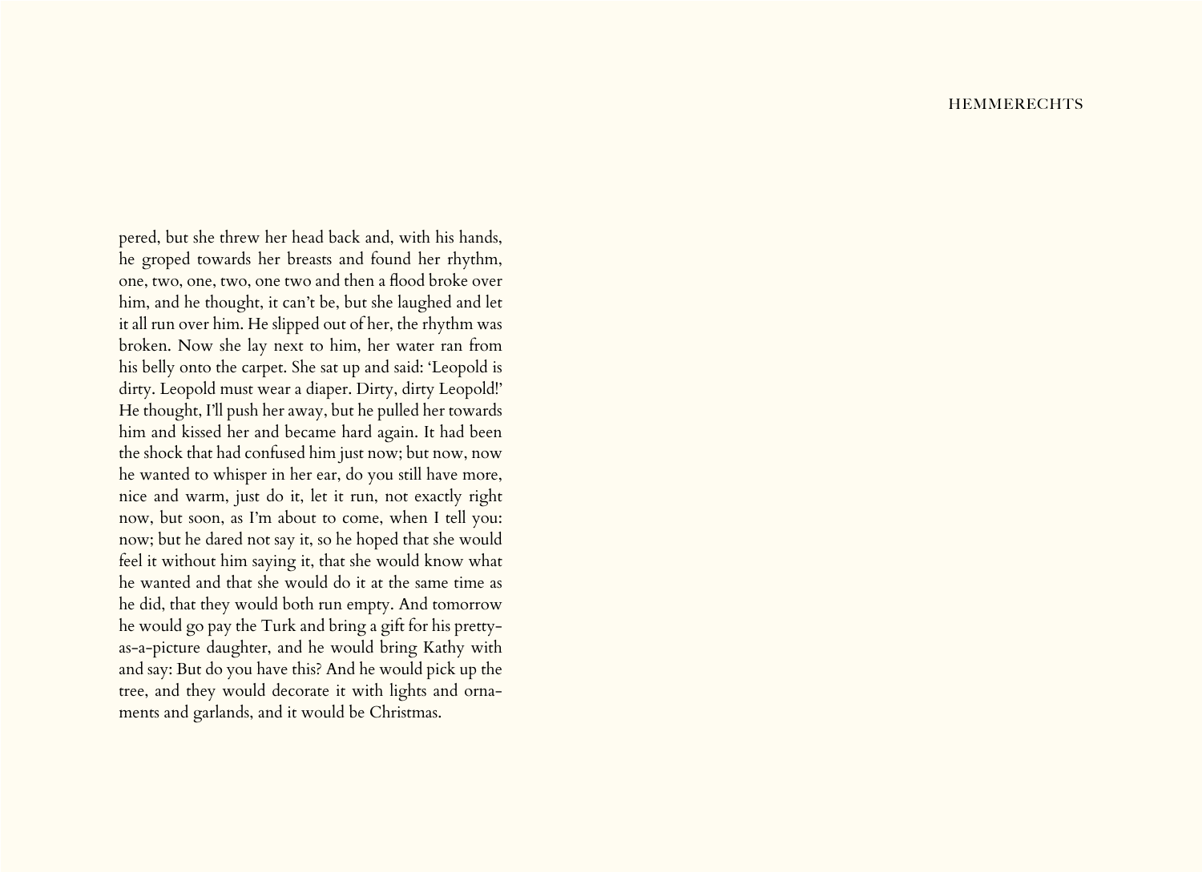pered, but she threw her head back and, with his hands, he groped towards her breasts and found her rhythm, one, two, one, two, one two and then a flood broke over him, and he thought, it can't be, but she laughed and let it all run over him. He slipped out of her, the rhythm was broken. Now she lay next to him, her water ran from his belly onto the carpet. She sat up and said: 'Leopold is dirty. Leopold must wear a diaper. Dirty, dirty Leopold!' He thought, I'll push her away, but he pulled her towards him and kissed her and became hard again. It had been the shock that had confused him just now; but now, now he wanted to whisper in her ear, do you still have more, nice and warm, just do it, let it run, not exactly right now, but soon, as I'm about to come, when I tell you: now; but he dared not say it, so he hoped that she would feel it without him saying it, that she would know what he wanted and that she would do it at the same time as he did, that they would both run empty. And tomorrow he would go pay the Turk and bring a gift for his pretty-as-a-picture daughter, and he would bring Kathy with and say: But do you have this? And he would pick up the tree, and they would decorate it with lights and ornaments and garlands, and it would be Christmas.